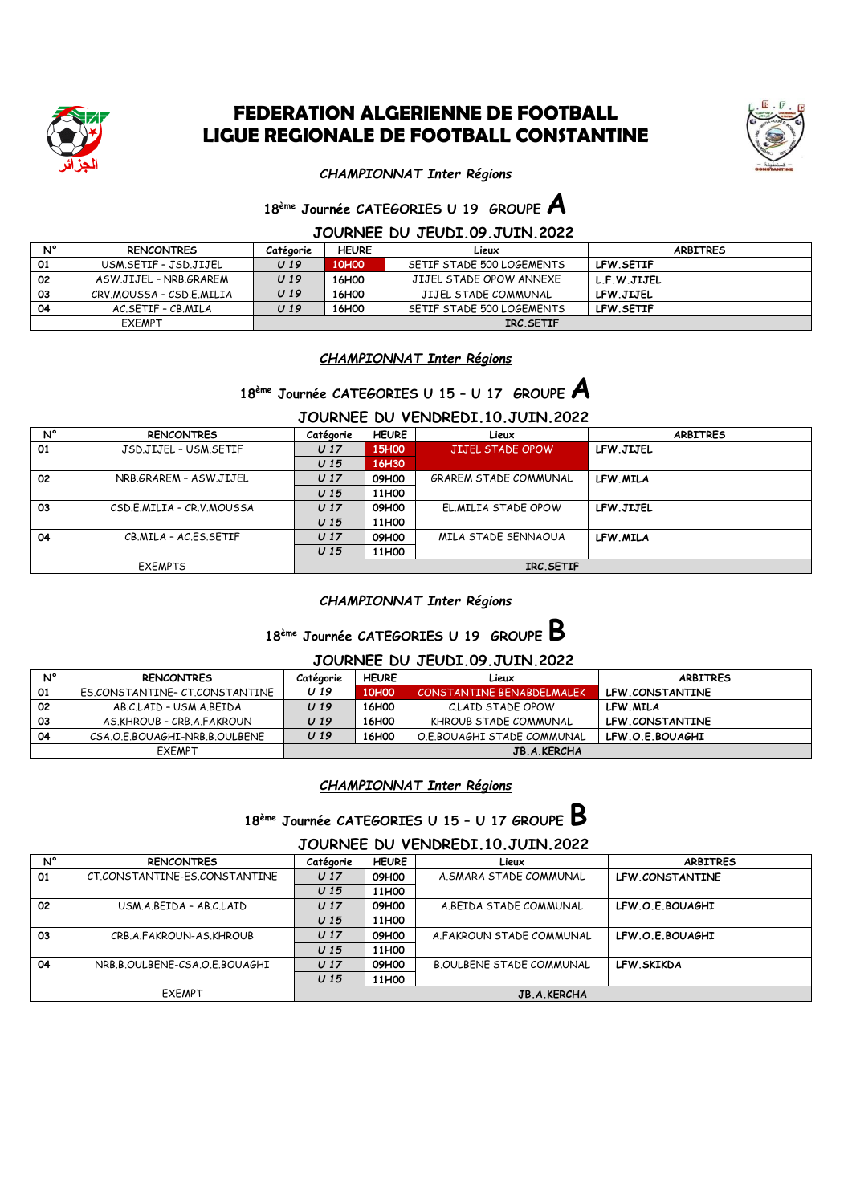# FEDERATION ALGERIENNE DE FOOTBALL
# LIGUE REGIONALE DE FOOTBALL CONSTANTINE

*CHAMPIONNAT Inter Régions*

### 18ème Journée CATEGORIES U 19 GROUPE A

### JOURNEE DU JEUDI.09.JUIN.2022

| N° | RENCONTRES | Catégorie | HEURE | Lieux | ARBITRES |
|---|---|---|---|---|---|
| 01 | USM.SETIF - JSD.JIJEL | U 19 | 10H00 | SETIF STADE 500 LOGEMENTS | LFW.SETIF |
| 02 | ASW.JIJEL - NRB.GRAREM | U 19 | 16H00 | JIJEL STADE OPOW ANNEXE | L.F.W.JIJEL |
| 03 | CRV.MOUSSA - CSD.E.MILIA | U 19 | 16H00 | JIJEL STADE COMMUNAL | LFW.JIJEL |
| 04 | AC.SETIF - CB.MILA | U 19 | 16H00 | SETIF STADE 500 LOGEMENTS | LFW.SETIF |
| | EXEMPT | IRC.SETIF | | | |

*CHAMPIONNAT Inter Régions*

### 18ème Journée CATEGORIES U 15 – U 17 GROUPE A

### JOURNEE DU VENDREDI.10.JUIN.2022

| N° | RENCONTRES | Catégorie | HEURE | Lieux | ARBITRES |
|---|---|---|---|---|---|
| 01 | JSD.JIJEL - USM.SETIF | U 17 | 15H00 | JIJEL STADE OPOW | LFW.JIJEL |
| | | U 15 | 16H30 | | |
| 02 | NRB.GRAREM - ASW.JIJEL | U 17 | 09H00 | GRAREM STADE COMMUNAL | LFW.MILA |
| | | U 15 | 11H00 | | |
| 03 | CSD.E.MILIA - CR.V.MOUSSA | U 17 | 09H00 | EL.MILIA STADE OPOW | LFW.JIJEL |
| | | U 15 | 11H00 | | |
| 04 | CB.MILA - AC.ES.SETIF | U 17 | 09H00 | MILA STADE SENNAOUA | LFW.MILA |
| | | U 15 | 11H00 | | |
| | EXEMPTS | IRC.SETIF | | | |

*CHAMPIONNAT Inter Régions*

### 18ème Journée CATEGORIES U 19 GROUPE B

### JOURNEE DU JEUDI.09.JUIN.2022

| N° | RENCONTRES | Catégorie | HEURE | Lieux | ARBITRES |
|---|---|---|---|---|---|
| 01 | ES.CONSTANTINE- CT.CONSTANTINE | U 19 | 10H00 | CONSTANTINE BENABDELMALEK | LFW.CONSTANTINE |
| 02 | AB.C.LAID - USM.A.BEIDA | U 19 | 16H00 | C.LAID STADE OPOW | LFW.MILA |
| 03 | AS.KHROUB - CRB.A.FAKROUN | U 19 | 16H00 | KHROUB STADE COMMUNAL | LFW.CONSTANTINE |
| 04 | CSA.O.E.BOUAGHI-NRB.B.OULBENE | U 19 | 16H00 | O.E.BOUAGHI STADE COMMUNAL | LFW.O.E.BOUAGHI |
| | EXEMPT | JB.A.KERCHA | | | |

*CHAMPIONNAT Inter Régions*

### 18ème Journée CATEGORIES U 15 – U 17 GROUPE B

### JOURNEE DU VENDREDI.10.JUIN.2022

| N° | RENCONTRES | Catégorie | HEURE | Lieux | ARBITRES |
|---|---|---|---|---|---|
| 01 | CT.CONSTANTINE-ES.CONSTANTINE | U 17 | 09H00 | A.SMARA STADE COMMUNAL | LFW.CONSTANTINE |
| | | U 15 | 11H00 | | |
| 02 | USM.A.BEIDA - AB.C.LAID | U 17 | 09H00 | A.BEIDA STADE COMMUNAL | LFW.O.E.BOUAGHI |
| | | U 15 | 11H00 | | |
| 03 | CRB.A.FAKROUN-AS.KHROUB | U 17 | 09H00 | A.FAKROUN STADE COMMUNAL | LFW.O.E.BOUAGHI |
| | | U 15 | 11H00 | | |
| 04 | NRB.B.OULBENE-CSA.O.E.BOUAGHI | U 17 | 09H00 | B.OULBENE STADE COMMUNAL | LFW.SKIKDA |
| | | U 15 | 11H00 | | |
| | EXEMPT | JB.A.KERCHA | | | |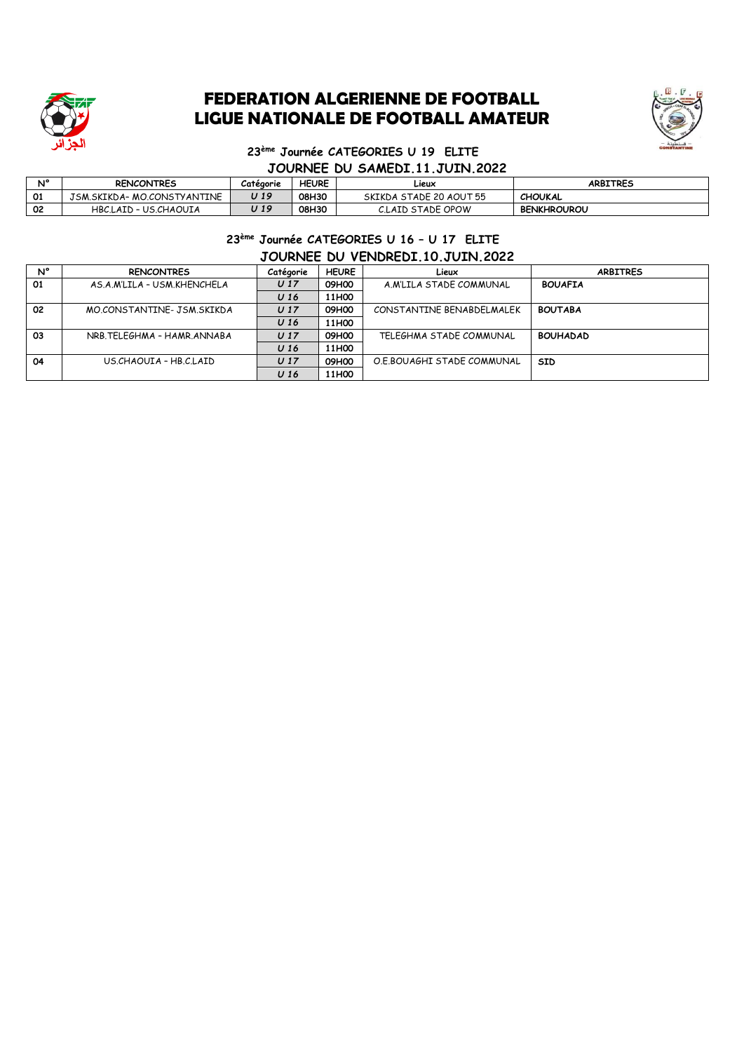# FEDERATION ALGERIENNE DE FOOTBALL
# LIGUE NATIONALE DE FOOTBALL AMATEUR

### 23ème Journée CATEGORIES U 19 ELITE
### JOURNEE DU SAMEDI.11.JUIN.2022

| N° | RENCONTRES | Catégorie | HEURE | Lieux | ARBITRES |
|---|---|---|---|---|---|
| 01 | JSM.SKIKDA- MO.CONSTYANTINE | U 19 | 08H30 | SKIKDA STADE 20 AOUT 55 | CHOUKAL |
| 02 | HBC.LAID – US.CHAOUIA | U 19 | 08H30 | C.LAID STADE OPOW | BENKHROUROU |

### 23ème Journée CATEGORIES U 16 – U 17 ELITE
### JOURNEE DU VENDREDI.10.JUIN.2022

| N° | RENCONTRES | Catégorie | HEURE | Lieux | ARBITRES |
|---|---|---|---|---|---|
| 01 | AS.A.M'LILA – USM.KHENCHELA | U 17 | 09H00 | A.M'LILA STADE COMMUNAL | BOUAFIA |
| | | U 16 | 11H00 | | |
| 02 | MO.CONSTANTINE- JSM.SKIKDA | U 17 | 09H00 | CONSTANTINE BENABDELMALEK | BOUTABA |
| | | U 16 | 11H00 | | |
| 03 | NRB.TELEGHMA – HAMR.ANNABA | U 17 | 09H00 | TELEGHMA STADE COMMUNAL | BOUHADAD |
| | | U 16 | 11H00 | | |
| 04 | US.CHAOUIA – HB.C.LAID | U 17 | 09H00 | O.E.BOUAGHI STADE COMMUNAL | SID |
| | | U 16 | 11H00 | | |